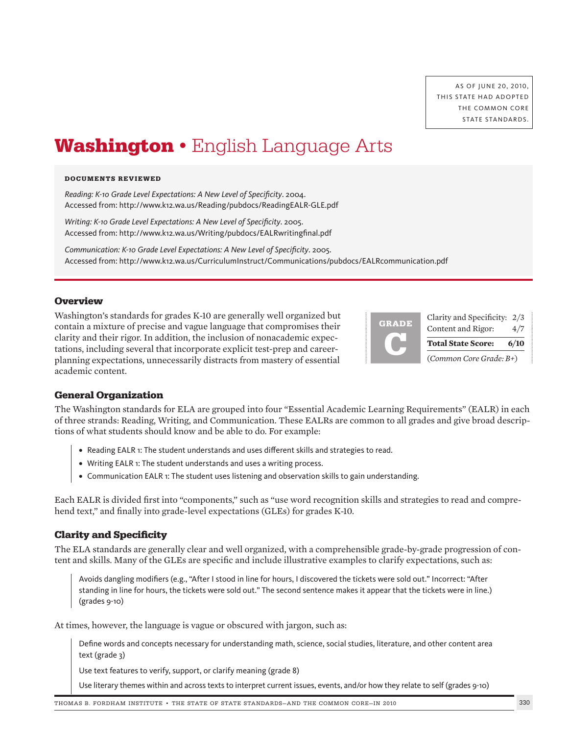AS OF JUNE 20, 2010, THIS STATE HAD ADOPTED THE COMMON CORE STATE STANDARDS.

# Washington • English Language Arts

**DOCUMENTS REVIEWED**

*Reading: K-10 Grade Level Expectations: A New Level of Specificity*. 2004. Accessed from: http://www.k12.wa.us/Reading/pubdocs/ReadingEALR-GLE.pdf

*Writing: K-10 Grade Level Expectations: A New Level of Specificity*. 2005. Accessed from: http://www.k12.wa.us/Writing/pubdocs/EALRwritingfinal.pdf

*Communication: K-10 Grade Level Expectations: A New Level of Specificity*. 2005. Accessed from: http://www.k12.wa.us/CurriculumInstruct/Communications/pubdocs/EALRcommunication.pdf

## Overview

Washington's standards for grades K-10 are generally well organized but contain a mixture of precise and vague language that compromises their clarity and their rigor. In addition, the inclusion of nonacademic expectations, including several that incorporate explicit test-prep and career-planning expectations, unnecessarily distracts from mastery of essential academic content.

| GRADE C | |
|---|---|
| Clarity and Specificity: | 2/3 |
| Content and Rigor: | 4/7 |
| **Total State Score:** | **6/10** |
| (*Common Core Grade: B+*) | |

## General Organization

The Washington standards for ELA are grouped into four "Essential Academic Learning Requirements" (EALR) in each of three strands: Reading, Writing, and Communication. These EALRs are common to all grades and give broad descriptions of what students should know and be able to do. For example:

- Reading EALR 1: The student understands and uses different skills and strategies to read.
- Writing EALR 1: The student understands and uses a writing process.
- Communication EALR 1: The student uses listening and observation skills to gain understanding.

Each EALR is divided first into "components," such as "use word recognition skills and strategies to read and comprehend text," and finally into grade-level expectations (GLEs) for grades K-10.

## Clarity and Specificity

The ELA standards are generally clear and well organized, with a comprehensible grade-by-grade progression of content and skills. Many of the GLEs are specific and include illustrative examples to clarify expectations, such as:

> Avoids dangling modifiers (e.g., "After I stood in line for hours, I discovered the tickets were sold out." Incorrect: "After standing in line for hours, the tickets were sold out." The second sentence makes it appear that the tickets were in line.) (grades 9-10)

At times, however, the language is vague or obscured with jargon, such as:

> Define words and concepts necessary for understanding math, science, social studies, literature, and other content area text (grade 3)
>
> Use text features to verify, support, or clarify meaning (grade 8)
>
> Use literary themes within and across texts to interpret current issues, events, and/or how they relate to self (grades 9-10)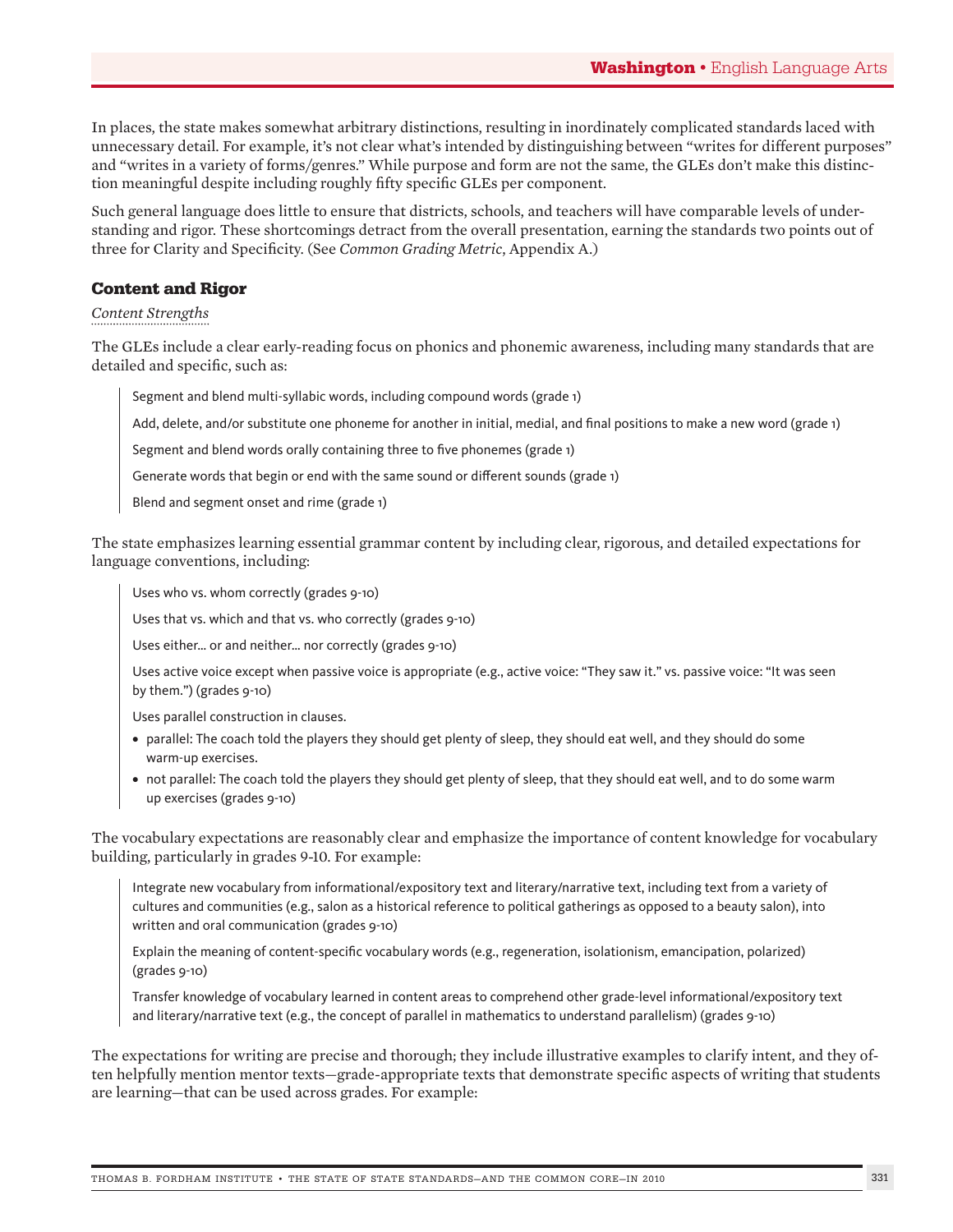In places, the state makes somewhat arbitrary distinctions, resulting in inordinately complicated standards laced with unnecessary detail. For example, it's not clear what's intended by distinguishing between "writes for different purposes" and "writes in a variety of forms/genres." While purpose and form are not the same, the GLEs don't make this distinction meaningful despite including roughly fifty specific GLEs per component.

Such general language does little to ensure that districts, schools, and teachers will have comparable levels of understanding and rigor. These shortcomings detract from the overall presentation, earning the standards two points out of three for Clarity and Specificity. (See *Common Grading Metric*, Appendix A.)

## Content and Rigor

*Content Strengths*

The GLEs include a clear early-reading focus on phonics and phonemic awareness, including many standards that are detailed and specific, such as:

> Segment and blend multi-syllabic words, including compound words (grade 1)
>
> Add, delete, and/or substitute one phoneme for another in initial, medial, and final positions to make a new word (grade 1)
>
> Segment and blend words orally containing three to five phonemes (grade 1)
>
> Generate words that begin or end with the same sound or different sounds (grade 1)
>
> Blend and segment onset and rime (grade 1)

The state emphasizes learning essential grammar content by including clear, rigorous, and detailed expectations for language conventions, including:

> Uses who vs. whom correctly (grades 9-10)
>
> Uses that vs. which and that vs. who correctly (grades 9-10)
>
> Uses either... or and neither... nor correctly (grades 9-10)
>
> Uses active voice except when passive voice is appropriate (e.g., active voice: "They saw it." vs. passive voice: "It was seen by them.") (grades 9-10)
>
> Uses parallel construction in clauses.
>
> - parallel: The coach told the players they should get plenty of sleep, they should eat well, and they should do some warm-up exercises.
> - not parallel: The coach told the players they should get plenty of sleep, that they should eat well, and to do some warm up exercises (grades 9-10)

The vocabulary expectations are reasonably clear and emphasize the importance of content knowledge for vocabulary building, particularly in grades 9-10. For example:

> Integrate new vocabulary from informational/expository text and literary/narrative text, including text from a variety of cultures and communities (e.g., salon as a historical reference to political gatherings as opposed to a beauty salon), into written and oral communication (grades 9-10)
>
> Explain the meaning of content-specific vocabulary words (e.g., regeneration, isolationism, emancipation, polarized) (grades 9-10)
>
> Transfer knowledge of vocabulary learned in content areas to comprehend other grade-level informational/expository text and literary/narrative text (e.g., the concept of parallel in mathematics to understand parallelism) (grades 9-10)

The expectations for writing are precise and thorough; they include illustrative examples to clarify intent, and they often helpfully mention mentor texts—grade-appropriate texts that demonstrate specific aspects of writing that students are learning—that can be used across grades. For example: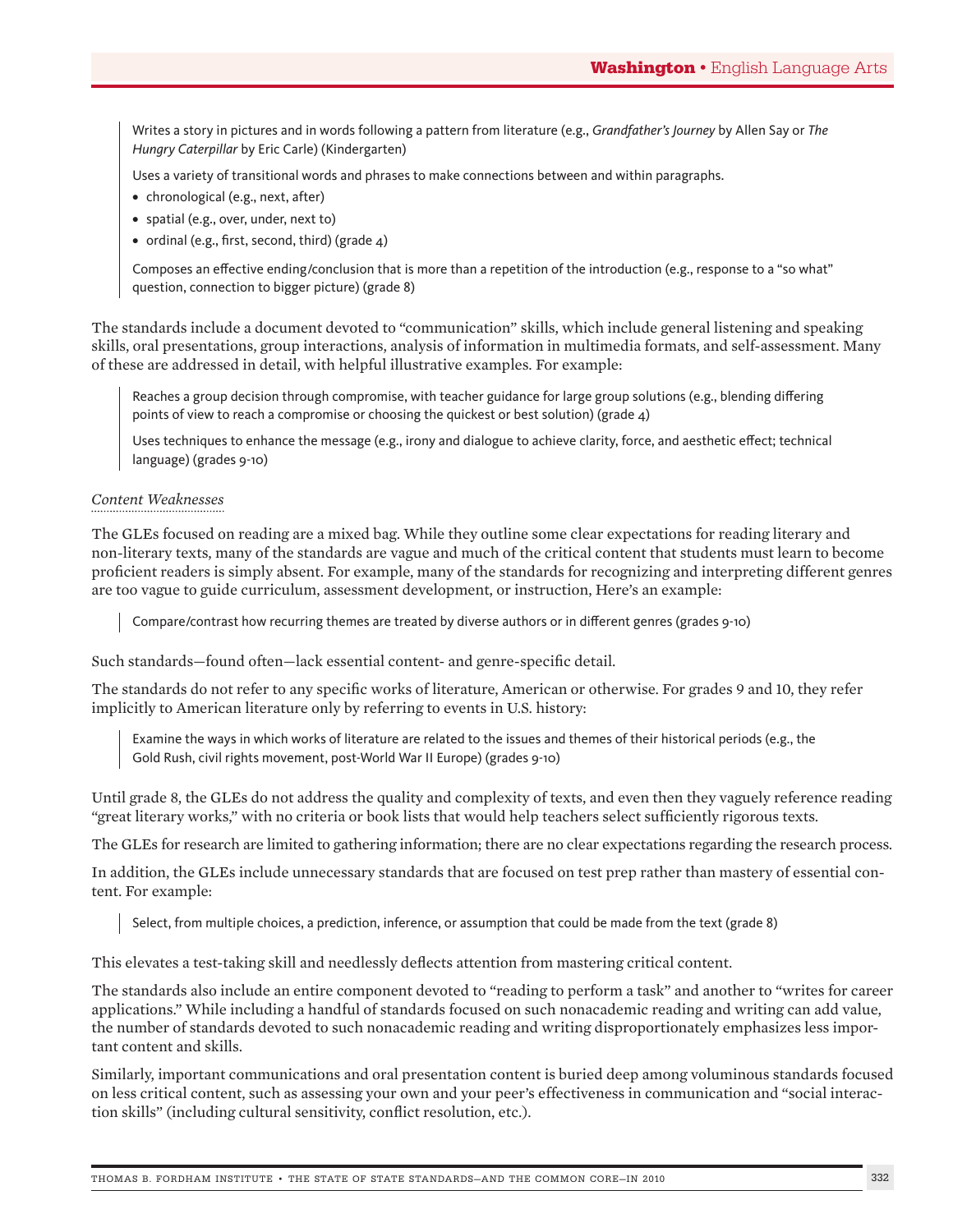> Writes a story in pictures and in words following a pattern from literature (e.g., *Grandfather's Journey* by Allen Say or *The Hungry Caterpillar* by Eric Carle) (Kindergarten)
>
> Uses a variety of transitional words and phrases to make connections between and within paragraphs.
>
> - chronological (e.g., next, after)
> - spatial (e.g., over, under, next to)
> - ordinal (e.g., first, second, third) (grade 4)
>
> Composes an effective ending/conclusion that is more than a repetition of the introduction (e.g., response to a "so what" question, connection to bigger picture) (grade 8)

The standards include a document devoted to "communication" skills, which include general listening and speaking skills, oral presentations, group interactions, analysis of information in multimedia formats, and self-assessment. Many of these are addressed in detail, with helpful illustrative examples. For example:

> Reaches a group decision through compromise, with teacher guidance for large group solutions (e.g., blending differing points of view to reach a compromise or choosing the quickest or best solution) (grade 4)
>
> Uses techniques to enhance the message (e.g., irony and dialogue to achieve clarity, force, and aesthetic effect; technical language) (grades 9-10)

*Content Weaknesses*

The GLEs focused on reading are a mixed bag. While they outline some clear expectations for reading literary and non-literary texts, many of the standards are vague and much of the critical content that students must learn to become proficient readers is simply absent. For example, many of the standards for recognizing and interpreting different genres are too vague to guide curriculum, assessment development, or instruction, Here's an example:

> Compare/contrast how recurring themes are treated by diverse authors or in different genres (grades 9-10)

Such standards—found often—lack essential content- and genre-specific detail.

The standards do not refer to any specific works of literature, American or otherwise. For grades 9 and 10, they refer implicitly to American literature only by referring to events in U.S. history:

> Examine the ways in which works of literature are related to the issues and themes of their historical periods (e.g., the Gold Rush, civil rights movement, post-World War II Europe) (grades 9-10)

Until grade 8, the GLEs do not address the quality and complexity of texts, and even then they vaguely reference reading "great literary works," with no criteria or book lists that would help teachers select sufficiently rigorous texts.

The GLEs for research are limited to gathering information; there are no clear expectations regarding the research process.

In addition, the GLEs include unnecessary standards that are focused on test prep rather than mastery of essential content. For example:

> Select, from multiple choices, a prediction, inference, or assumption that could be made from the text (grade 8)

This elevates a test-taking skill and needlessly deflects attention from mastering critical content.

The standards also include an entire component devoted to "reading to perform a task" and another to "writes for career applications." While including a handful of standards focused on such nonacademic reading and writing can add value, the number of standards devoted to such nonacademic reading and writing disproportionately emphasizes less important content and skills.

Similarly, important communications and oral presentation content is buried deep among voluminous standards focused on less critical content, such as assessing your own and your peer's effectiveness in communication and "social interaction skills" (including cultural sensitivity, conflict resolution, etc.).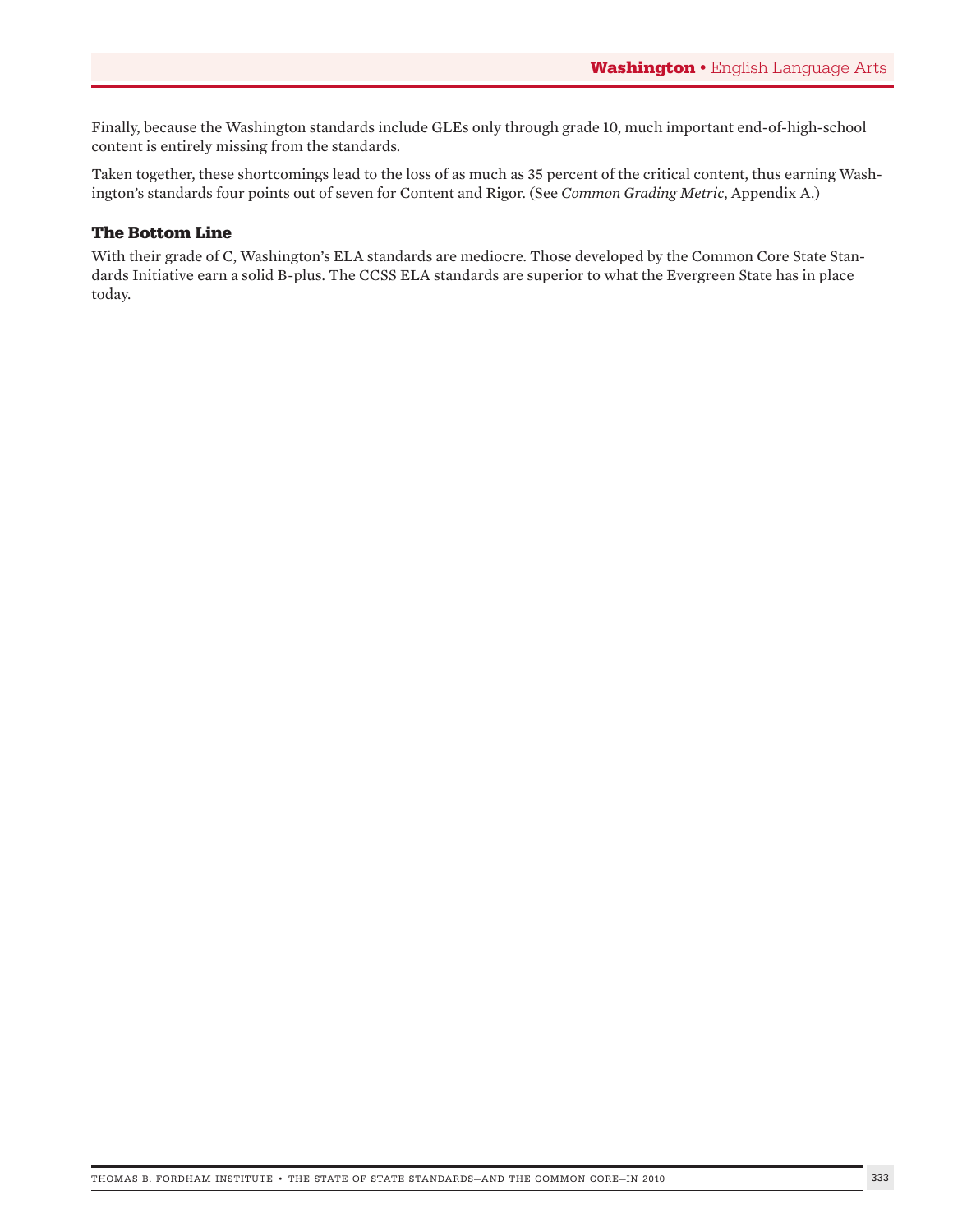Finally, because the Washington standards include GLEs only through grade 10, much important end-of-high-school content is entirely missing from the standards.

Taken together, these shortcomings lead to the loss of as much as 35 percent of the critical content, thus earning Washington's standards four points out of seven for Content and Rigor. (See *Common Grading Metric*, Appendix A.)

### The Bottom Line

With their grade of C, Washington's ELA standards are mediocre. Those developed by the Common Core State Standards Initiative earn a solid B-plus. The CCSS ELA standards are superior to what the Evergreen State has in place today.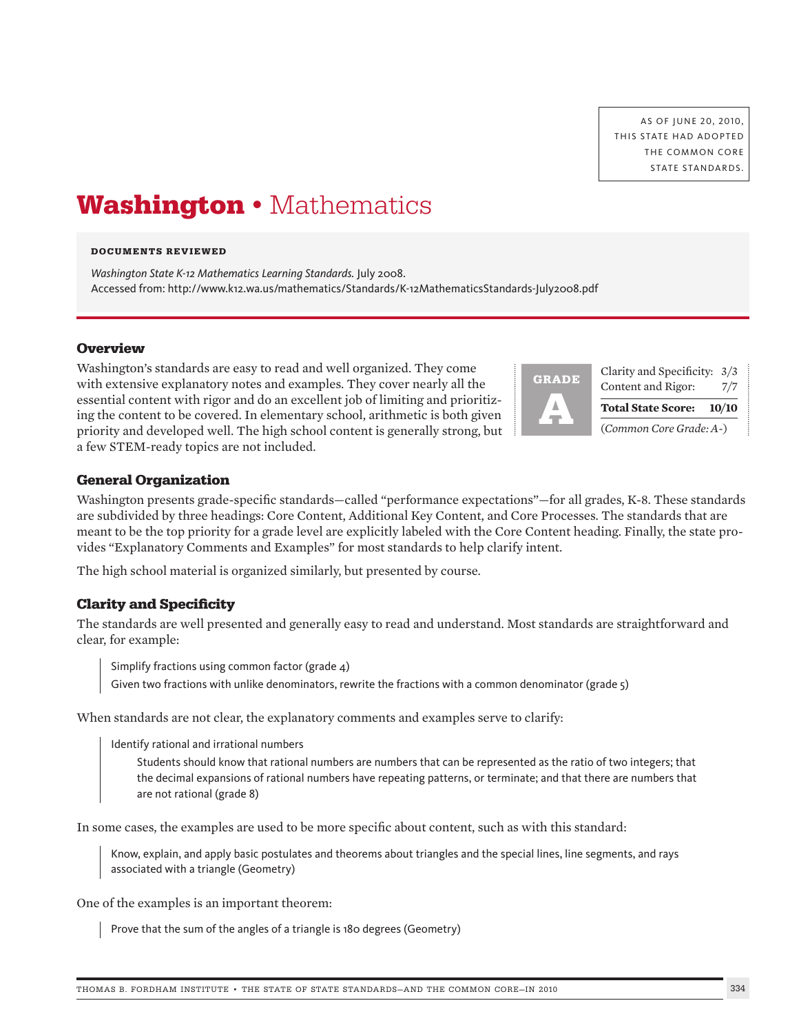AS OF JUNE 20, 2010, THIS STATE HAD ADOPTED THE COMMON CORE STATE STANDARDS.

# Washington • Mathematics

**DOCUMENTS REVIEWED**

*Washington State K-12 Mathematics Learning Standards.* July 2008. Accessed from: http://www.k12.wa.us/mathematics/Standards/K-12MathematicsStandards-July2008.pdf

## Overview

Washington's standards are easy to read and well organized. They come with extensive explanatory notes and examples. They cover nearly all the essential content with rigor and do an excellent job of limiting and prioritizing the content to be covered. In elementary school, arithmetic is both given priority and developed well. The high school content is generally strong, but a few STEM-ready topics are not included.

**GRADE A**

| | |
|---|---|
| Clarity and Specificity: | 3/3 |
| Content and Rigor: | 7/7 |
| **Total State Score:** | **10/10** |

(*Common Core Grade: A-*)

## General Organization

Washington presents grade-specific standards—called "performance expectations"—for all grades, K-8. These standards are subdivided by three headings: Core Content, Additional Key Content, and Core Processes. The standards that are meant to be the top priority for a grade level are explicitly labeled with the Core Content heading. Finally, the state provides "Explanatory Comments and Examples" for most standards to help clarify intent.

The high school material is organized similarly, but presented by course.

## Clarity and Specificity

The standards are well presented and generally easy to read and understand. Most standards are straightforward and clear, for example:

> Simplify fractions using common factor (grade 4)
>
> Given two fractions with unlike denominators, rewrite the fractions with a common denominator (grade 5)

When standards are not clear, the explanatory comments and examples serve to clarify:

> Identify rational and irrational numbers
>
> > Students should know that rational numbers are numbers that can be represented as the ratio of two integers; that the decimal expansions of rational numbers have repeating patterns, or terminate; and that there are numbers that are not rational (grade 8)

In some cases, the examples are used to be more specific about content, such as with this standard:

> Know, explain, and apply basic postulates and theorems about triangles and the special lines, line segments, and rays associated with a triangle (Geometry)

One of the examples is an important theorem:

> Prove that the sum of the angles of a triangle is 180 degrees (Geometry)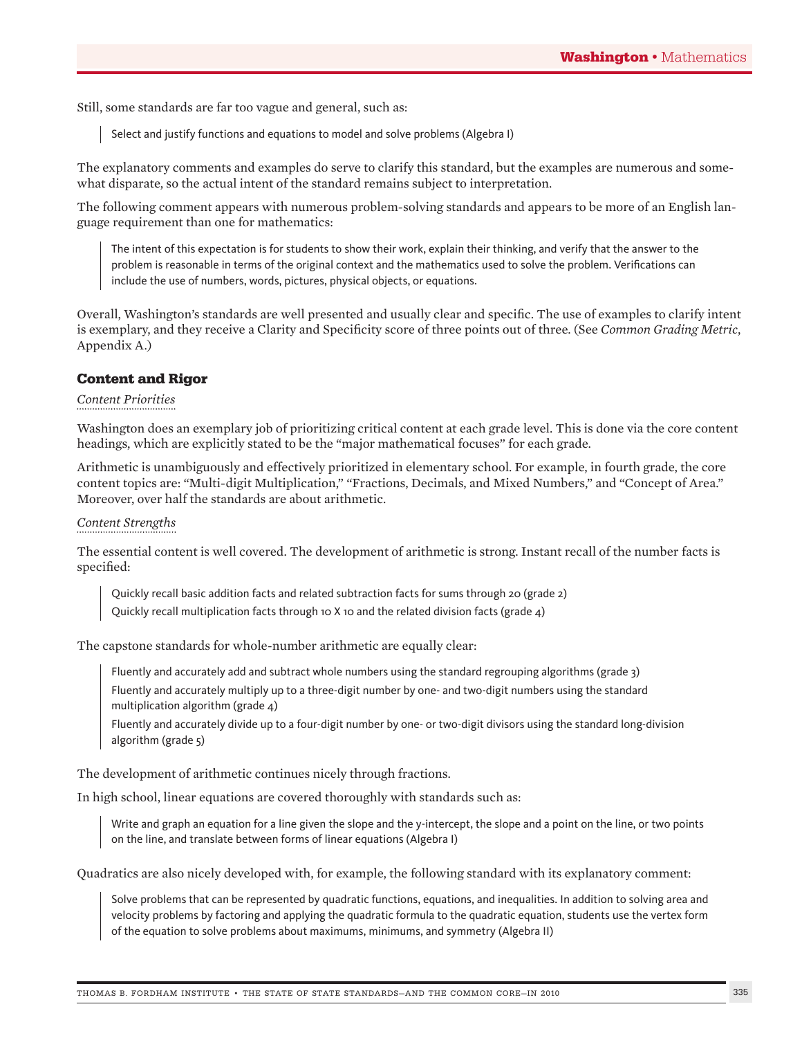Still, some standards are far too vague and general, such as:

> Select and justify functions and equations to model and solve problems (Algebra I)

The explanatory comments and examples do serve to clarify this standard, but the examples are numerous and somewhat disparate, so the actual intent of the standard remains subject to interpretation.

The following comment appears with numerous problem-solving standards and appears to be more of an English language requirement than one for mathematics:

> The intent of this expectation is for students to show their work, explain their thinking, and verify that the answer to the problem is reasonable in terms of the original context and the mathematics used to solve the problem. Verifications can include the use of numbers, words, pictures, physical objects, or equations.

Overall, Washington's standards are well presented and usually clear and specific. The use of examples to clarify intent is exemplary, and they receive a Clarity and Specificity score of three points out of three. (See *Common Grading Metric*, Appendix A.)

## Content and Rigor

*Content Priorities*

Washington does an exemplary job of prioritizing critical content at each grade level. This is done via the core content headings, which are explicitly stated to be the "major mathematical focuses" for each grade.

Arithmetic is unambiguously and effectively prioritized in elementary school. For example, in fourth grade, the core content topics are: "Multi-digit Multiplication," "Fractions, Decimals, and Mixed Numbers," and "Concept of Area." Moreover, over half the standards are about arithmetic.

*Content Strengths*

The essential content is well covered. The development of arithmetic is strong. Instant recall of the number facts is specified:

> Quickly recall basic addition facts and related subtraction facts for sums through 20 (grade 2)
>
> Quickly recall multiplication facts through 10 X 10 and the related division facts (grade 4)

The capstone standards for whole-number arithmetic are equally clear:

> Fluently and accurately add and subtract whole numbers using the standard regrouping algorithms (grade 3)
>
> Fluently and accurately multiply up to a three-digit number by one- and two-digit numbers using the standard multiplication algorithm (grade 4)
>
> Fluently and accurately divide up to a four-digit number by one- or two-digit divisors using the standard long-division algorithm (grade 5)

The development of arithmetic continues nicely through fractions.

In high school, linear equations are covered thoroughly with standards such as:

> Write and graph an equation for a line given the slope and the y-intercept, the slope and a point on the line, or two points on the line, and translate between forms of linear equations (Algebra I)

Quadratics are also nicely developed with, for example, the following standard with its explanatory comment:

> Solve problems that can be represented by quadratic functions, equations, and inequalities. In addition to solving area and velocity problems by factoring and applying the quadratic formula to the quadratic equation, students use the vertex form of the equation to solve problems about maximums, minimums, and symmetry (Algebra II)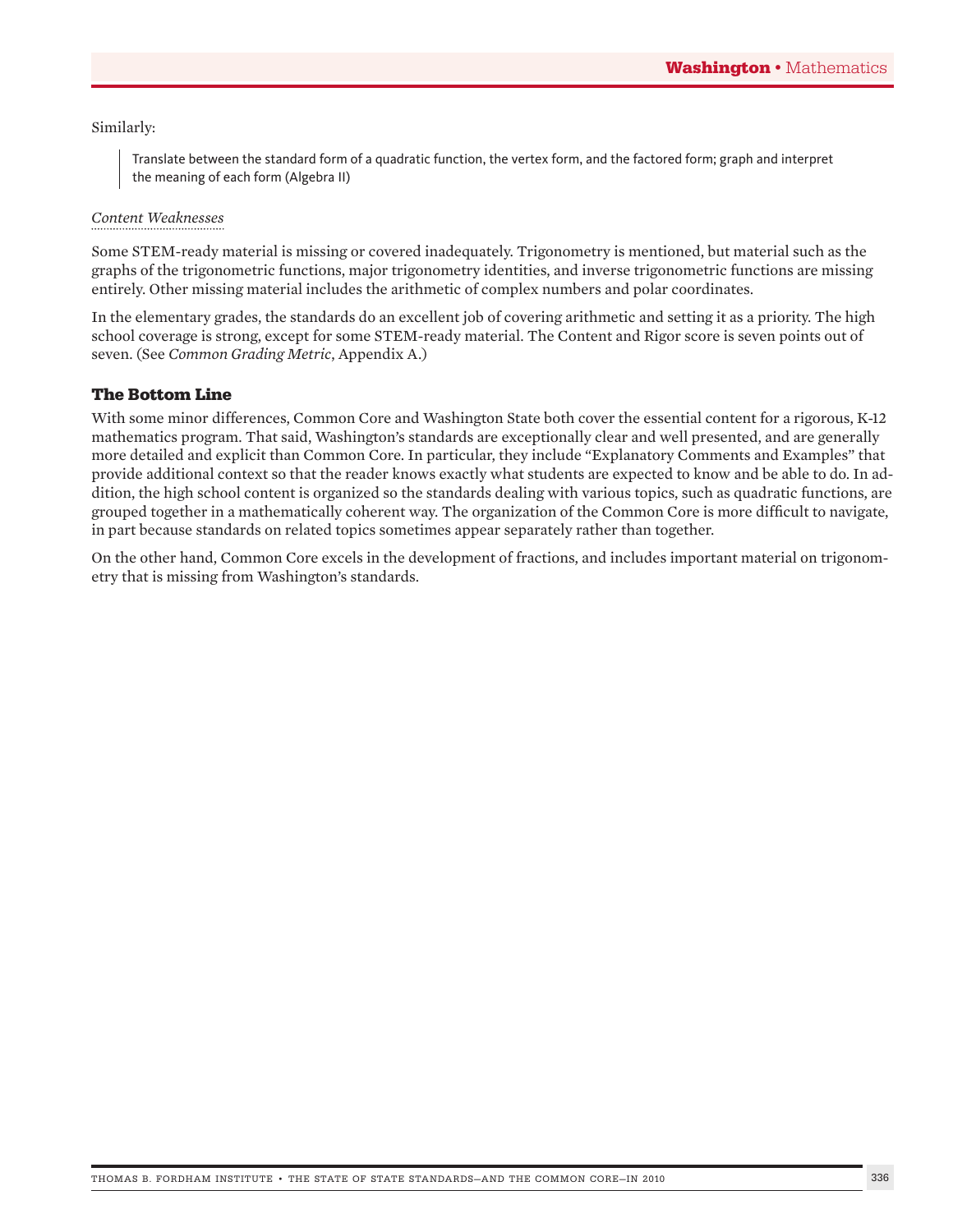Similarly:

> Translate between the standard form of a quadratic function, the vertex form, and the factored form; graph and interpret the meaning of each form (Algebra II)

*Content Weaknesses*

Some STEM-ready material is missing or covered inadequately. Trigonometry is mentioned, but material such as the graphs of the trigonometric functions, major trigonometry identities, and inverse trigonometric functions are missing entirely. Other missing material includes the arithmetic of complex numbers and polar coordinates.

In the elementary grades, the standards do an excellent job of covering arithmetic and setting it as a priority. The high school coverage is strong, except for some STEM-ready material. The Content and Rigor score is seven points out of seven. (See *Common Grading Metric*, Appendix A.)

## The Bottom Line

With some minor differences, Common Core and Washington State both cover the essential content for a rigorous, K-12 mathematics program. That said, Washington's standards are exceptionally clear and well presented, and are generally more detailed and explicit than Common Core. In particular, they include "Explanatory Comments and Examples" that provide additional context so that the reader knows exactly what students are expected to know and be able to do. In addition, the high school content is organized so the standards dealing with various topics, such as quadratic functions, are grouped together in a mathematically coherent way. The organization of the Common Core is more difficult to navigate, in part because standards on related topics sometimes appear separately rather than together.

On the other hand, Common Core excels in the development of fractions, and includes important material on trigonometry that is missing from Washington's standards.